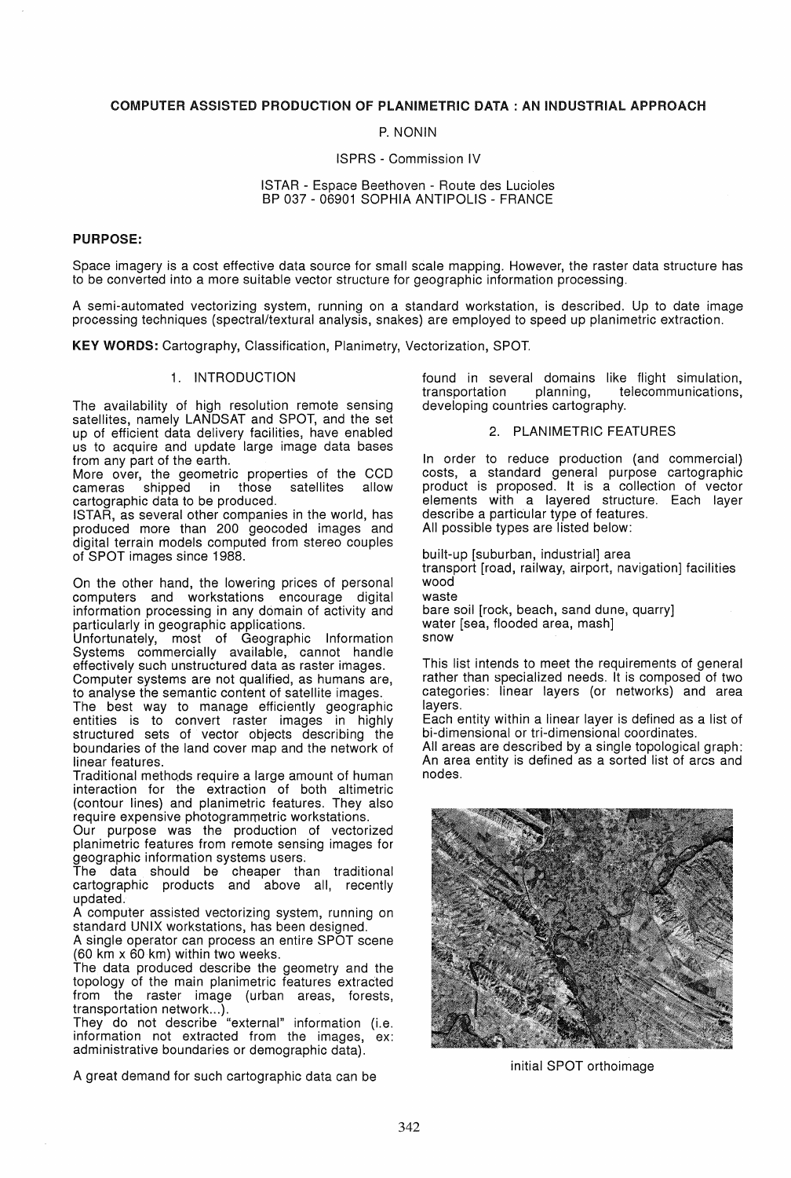# COMPUTER ASSISTED PRODUCTION OF PLANIMETRIC DATA : AN INDUSTRIAL APPROACH

P. NONIN

ISPRS - Commission IV

ISTAR - Espace Beethoven - Route des Lucioles
BP 037 - 06901 SOPHIA ANTIPOLIS - FRANCE

**PURPOSE:**

Space imagery is a cost effective data source for small scale mapping. However, the raster data structure has to be converted into a more suitable vector structure for geographic information processing.

A semi-automated vectorizing system, running on a standard workstation, is described. Up to date image processing techniques (spectral/textural analysis, snakes) are employed to speed up planimetric extraction.

**KEY WORDS:** Cartography, Classification, Planimetry, Vectorization, SPOT.

## 1. INTRODUCTION

The availability of high resolution remote sensing satellites, namely LANDSAT and SPOT, and the set up of efficient data delivery facilities, have enabled us to acquire and update large image data bases from any part of the earth.
More over, the geometric properties of the CCD cameras shipped in those satellites allow cartographic data to be produced.
ISTAR, as several other companies in the world, has produced more than 200 geocoded images and digital terrain models computed from stereo couples of SPOT images since 1988.

On the other hand, the lowering prices of personal computers and workstations encourage digital information processing in any domain of activity and particularly in geographic applications.
Unfortunately, most of Geographic Information Systems commercially available, cannot handle effectively such unstructured data as raster images.
Computer systems are not qualified, as humans are, to analyse the semantic content of satellite images.
The best way to manage efficiently geographic entities is to convert raster images in highly structured sets of vector objects describing the boundaries of the land cover map and the network of linear features.
Traditional methods require a large amount of human interaction for the extraction of both altimetric (contour lines) and planimetric features. They also require expensive photogrammetric workstations.
Our purpose was the production of vectorized planimetric features from remote sensing images for geographic information systems users.
The data should be cheaper than traditional cartographic products and above all, recently updated.
A computer assisted vectorizing system, running on standard UNIX workstations, has been designed.
A single operator can process an entire SPOT scene (60 km x 60 km) within two weeks.
The data produced describe the geometry and the topology of the main planimetric features extracted from the raster image (urban areas, forests, transportation network...).
They do not describe "external" information (i.e. information not extracted from the images, ex: administrative boundaries or demographic data).

A great demand for such cartographic data can be found in several domains like flight simulation, transportation planning, telecommunications, developing countries cartography.

## 2. PLANIMETRIC FEATURES

In order to reduce production (and commercial) costs, a standard general purpose cartographic product is proposed. It is a collection of vector elements with a layered structure. Each layer describe a particular type of features.
All possible types are listed below:

built-up [suburban, industrial] area
transport [road, railway, airport, navigation] facilities
wood
waste
bare soil [rock, beach, sand dune, quarry]
water [sea, flooded area, mash]
snow

This list intends to meet the requirements of general rather than specialized needs. It is composed of two categories: linear layers (or networks) and area layers.
Each entity within a linear layer is defined as a list of bi-dimensional or tri-dimensional coordinates.
All areas are described by a single topological graph: An area entity is defined as a sorted list of arcs and nodes.

initial SPOT orthoimage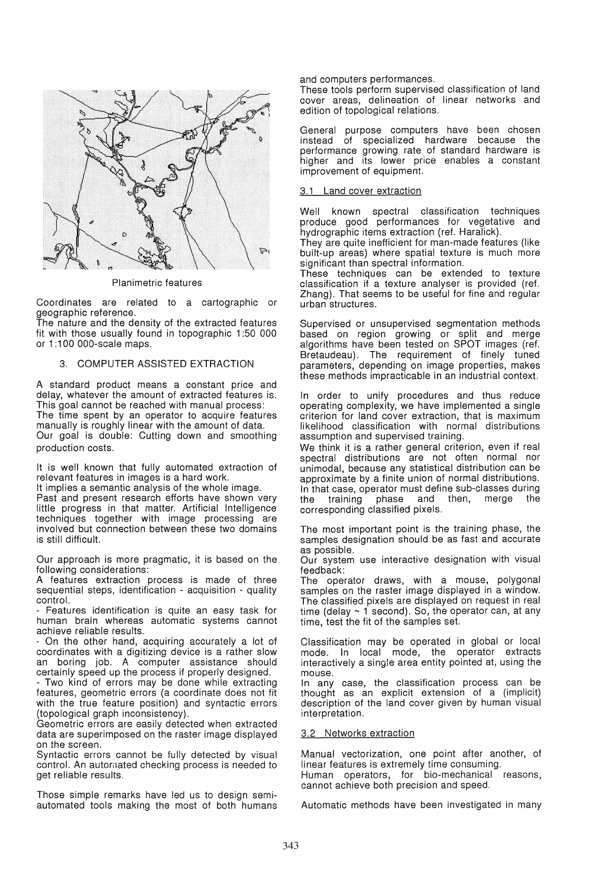Planimetric features

Coordinates are related to a cartographic or geographic reference.

The nature and the density of the extracted features fit with those usually found in topographic 1:50 000 or 1:100 000-scale maps.

## 3. COMPUTER ASSISTED EXTRACTION

A standard product means a constant price and delay, whatever the amount of extracted features is. This goal cannot be reached with manual process: The time spent by an operator to acquire features manually is roughly linear with the amount of data. Our goal is double: Cutting down and smoothing production costs.

It is well known that fully automated extraction of relevant features in images is a hard work.

It implies a semantic analysis of the whole image. Past and present research efforts have shown very little progress in that matter. Artificial Intelligence techniques together with image processing are involved but connection between these two domains is still difficult.

Our approach is more pragmatic, it is based on the following considerations:

A features extraction process is made of three sequential steps, identification - acquisition - quality control.

- Features identification is quite an easy task for human brain whereas automatic systems cannot achieve reliable results.
- On the other hand, acquiring accurately a lot of coordinates with a digitizing device is a rather slow an boring job. A computer assistance should certainly speed up the process if properly designed.
- Two kind of errors may be done while extracting features, geometric errors (a coordinate does not fit with the true feature position) and syntactic errors (topological graph inconsistency).

Geometric errors are easily detected when extracted data are superimposed on the raster image displayed on the screen.

Syntactic errors cannot be fully detected by visual control. An automated checking process is needed to get reliable results.

Those simple remarks have led us to design semi-automated tools making the most of both humans and computers performances.

These tools perform supervised classification of land cover areas, delineation of linear networks and edition of topological relations.

General purpose computers have been chosen instead of specialized hardware because the performance growing rate of standard hardware is higher and its lower price enables a constant improvement of equipment.

### 3.1 Land cover extraction

Well known spectral classification techniques produce good performances for vegetative and hydrographic items extraction (ref. Haralick).

They are quite inefficient for man-made features (like built-up areas) where spatial texture is much more significant than spectral information.

These techniques can be extended to texture classification if a texture analyser is provided (ref. Zhang). That seems to be useful for fine and regular urban structures.

Supervised or unsupervised segmentation methods based on region growing or split and merge algorithms have been tested on SPOT images (ref. Bretaudeau). The requirement of finely tuned parameters, depending on image properties, makes these methods impracticable in an industrial context.

In order to unify procedures and thus reduce operating complexity, we have implemented a single criterion for land cover extraction, that is maximum likelihood classification with normal distributions assumption and supervised training.

We think it is a rather general criterion, even if real spectral distributions are not often normal nor unimodal, because any statistical distribution can be approximate by a finite union of normal distributions. In that case, operator must define sub-classes during the training phase and then, merge the corresponding classified pixels.

The most important point is the training phase, the samples designation should be as fast and accurate as possible.

Our system use interactive designation with visual feedback:

The operator draws, with a mouse, polygonal samples on the raster image displayed in a window. The classified pixels are displayed on request in real time (delay ~ 1 second). So, the operator can, at any time, test the fit of the samples set.

Classification may be operated in global or local mode. In local mode, the operator extracts interactively a single area entity pointed at, using the mouse.

In any case, the classification process can be thought as an explicit extension of a (implicit) description of the land cover given by human visual interpretation.

### 3.2 Networks extraction

Manual vectorization, one point after another, of linear features is extremely time consuming.

Human operators, for bio-mechanical reasons, cannot achieve both precision and speed.

Automatic methods have been investigated in many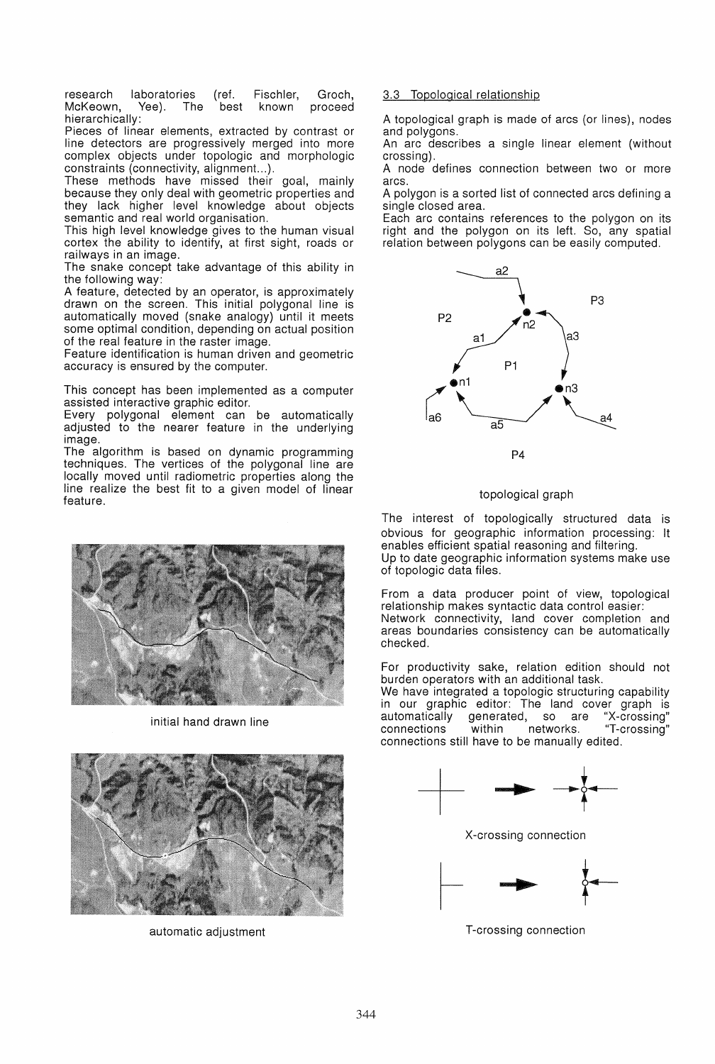research laboratories (ref. Fischler, Groch, McKeown, Yee). The best known proceed hierarchically:

Pieces of linear elements, extracted by contrast or line detectors are progressively merged into more complex objects under topologic and morphologic constraints (connectivity, alignment...).

These methods have missed their goal, mainly because they only deal with geometric properties and they lack higher level knowledge about objects semantic and real world organisation.

This high level knowledge gives to the human visual cortex the ability to identify, at first sight, roads or railways in an image.

The snake concept take advantage of this ability in the following way:

A feature, detected by an operator, is approximately drawn on the screen. This initial polygonal line is automatically moved (snake analogy) until it meets some optimal condition, depending on actual position of the real feature in the raster image.

Feature identification is human driven and geometric accuracy is ensured by the computer.

This concept has been implemented as a computer assisted interactive graphic editor.

Every polygonal element can be automatically adjusted to the nearer feature in the underlying image.

The algorithm is based on dynamic programming techniques. The vertices of the polygonal line are locally moved until radiometric properties along the line realize the best fit to a given model of linear feature.

initial hand drawn line

automatic adjustment

### 3.3 Topological relationship

A topological graph is made of arcs (or lines), nodes and polygons.

An arc describes a single linear element (without crossing).

A node defines connection between two or more arcs.

A polygon is a sorted list of connected arcs defining a single closed area.

Each arc contains references to the polygon on its right and the polygon on its left. So, any spatial relation between polygons can be easily computed.

topological graph

The interest of topologically structured data is obvious for geographic information processing: It enables efficient spatial reasoning and filtering.

Up to date geographic information systems make use of topologic data files.

From a data producer point of view, topological relationship makes syntactic data control easier: Network connectivity, land cover completion and areas boundaries consistency can be automatically checked.

For productivity sake, relation edition should not burden operators with an additional task.

We have integrated a topologic structuring capability in our graphic editor: The land cover graph is automatically generated, so are "X-crossing" connections within networks. "T-crossing" connections still have to be manually edited.

X-crossing connection

T-crossing connection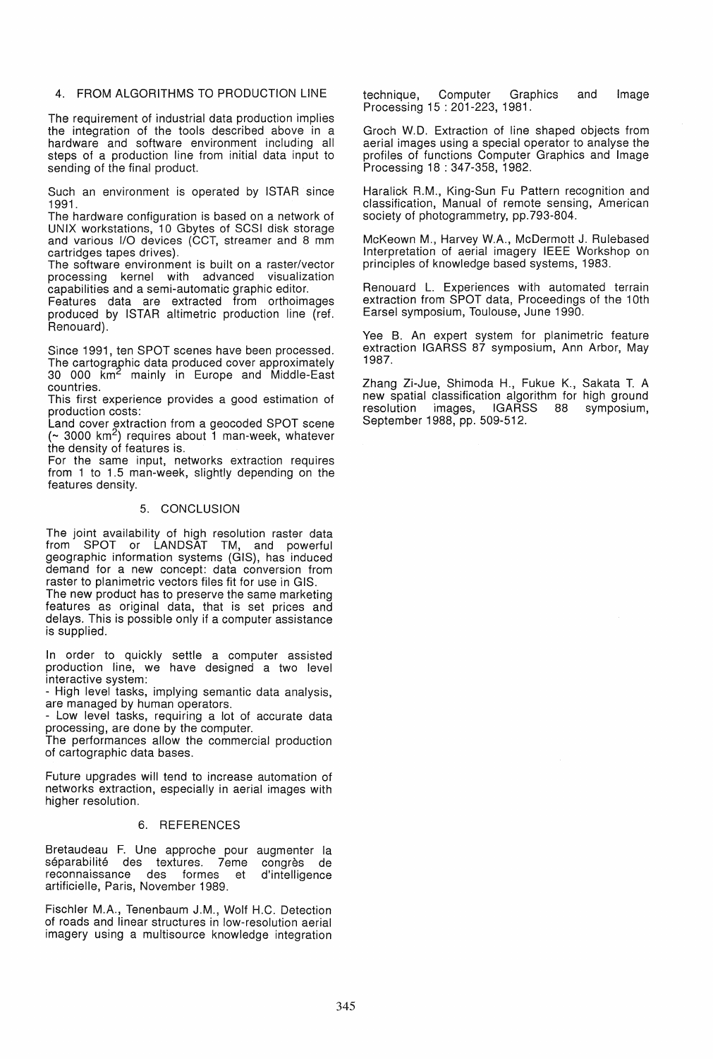## 4. FROM ALGORITHMS TO PRODUCTION LINE

The requirement of industrial data production implies the integration of the tools described above in a hardware and software environment including all steps of a production line from initial data input to sending of the final product.

Such an environment is operated by ISTAR since 1991.

The hardware configuration is based on a network of UNIX workstations, 10 Gbytes of SCSI disk storage and various I/O devices (CCT, streamer and 8 mm cartridges tapes drives).

The software environment is built on a raster/vector processing kernel with advanced visualization capabilities and a semi-automatic graphic editor.

Features data are extracted from orthoimages produced by ISTAR altimetric production line (ref. Renouard).

Since 1991, ten SPOT scenes have been processed. The cartographic data produced cover approximately 30 000 $km^2$ mainly in Europe and Middle-East countries.

This first experience provides a good estimation of production costs:

Land cover extraction from a geocoded SPOT scene (~ 3000 $km^2$) requires about 1 man-week, whatever the density of features is.

For the same input, networks extraction requires from 1 to 1.5 man-week, slightly depending on the features density.

## 5. CONCLUSION

The joint availability of high resolution raster data from SPOT or LANDSAT TM, and powerful geographic information systems (GIS), has induced demand for a new concept: data conversion from raster to planimetric vectors files fit for use in GIS.

The new product has to preserve the same marketing features as original data, that is set prices and delays. This is possible only if a computer assistance is supplied.

In order to quickly settle a computer assisted production line, we have designed a two level interactive system:

- High level tasks, implying semantic data analysis, are managed by human operators.
- Low level tasks, requiring a lot of accurate data processing, are done by the computer.

The performances allow the commercial production of cartographic data bases.

Future upgrades will tend to increase automation of networks extraction, especially in aerial images with higher resolution.

## 6. REFERENCES

Bretaudeau F. Une approche pour augmenter la séparabilité des textures. 7eme congrès de reconnaissance des formes et d'intelligence artificielle, Paris, November 1989.

Fischler M.A., Tenenbaum J.M., Wolf H.C. Detection of roads and linear structures in low-resolution aerial imagery using a multisource knowledge integration technique, Computer Graphics and Image Processing 15 : 201-223, 1981.

Groch W.D. Extraction of line shaped objects from aerial images using a special operator to analyse the profiles of functions Computer Graphics and Image Processing 18 : 347-358, 1982.

Haralick R.M., King-Sun Fu Pattern recognition and classification, Manual of remote sensing, American society of photogrammetry, pp.793-804.

McKeown M., Harvey W.A., McDermott J. Rulebased Interpretation of aerial imagery IEEE Workshop on principles of knowledge based systems, 1983.

Renouard L. Experiences with automated terrain extraction from SPOT data, Proceedings of the 10th Earsel symposium, Toulouse, June 1990.

Yee B. An expert system for planimetric feature extraction IGARSS 87 symposium, Ann Arbor, May 1987.

Zhang Zi-Jue, Shimoda H., Fukue K., Sakata T. A new spatial classification algorithm for high ground resolution images, IGARSS 88 symposium, September 1988, pp. 509-512.